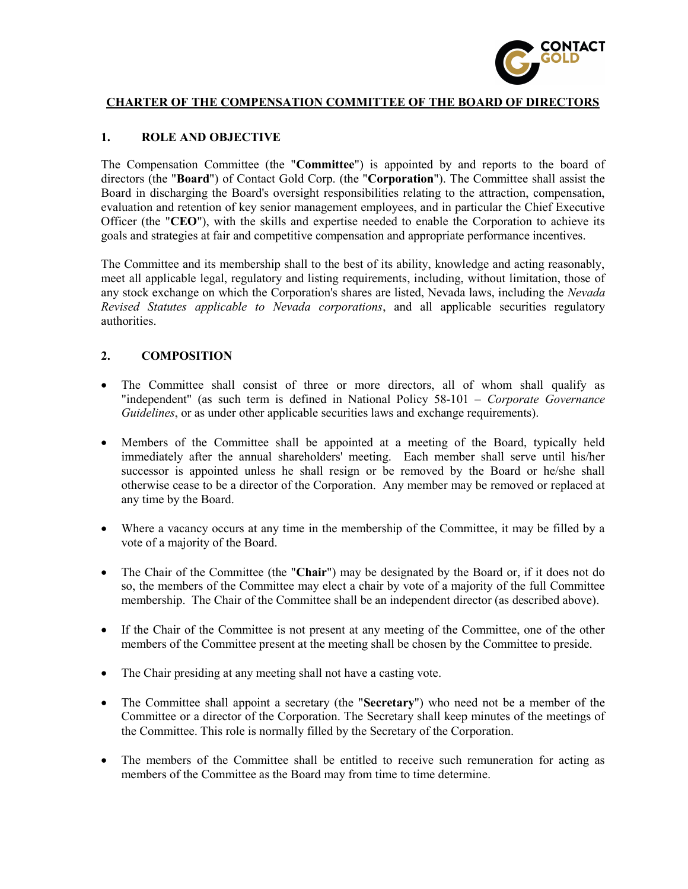# CHARTER OF THE COMPENSATION COMMITTEE OF THE BOARD OF DIRECTORS

## 1. ROLE AND OBJECTIVE

The Compensation Committee (the "**Committee**") is appointed by and reports to the board of directors (the "**Board**") of Contact Gold Corp. (the "**Corporation**"). The Committee shall assist the Board in discharging the Board's oversight responsibilities relating to the attraction, compensation, evaluation and retention of key senior management employees, and in particular the Chief Executive Officer (the "**CEO**"), with the skills and expertise needed to enable the Corporation to achieve its goals and strategies at fair and competitive compensation and appropriate performance incentives.

The Committee and its membership shall to the best of its ability, knowledge and acting reasonably, meet all applicable legal, regulatory and listing requirements, including, without limitation, those of any stock exchange on which the Corporation's shares are listed, Nevada laws, including the *Nevada Revised Statutes applicable to Nevada corporations*, and all applicable securities regulatory authorities.

## 2. COMPOSITION

- The Committee shall consist of three or more directors, all of whom shall qualify as "independent" (as such term is defined in National Policy 58-101 – *Corporate Governance Guidelines*, or as under other applicable securities laws and exchange requirements).
- Members of the Committee shall be appointed at a meeting of the Board, typically held immediately after the annual shareholders' meeting. Each member shall serve until his/her successor is appointed unless he shall resign or be removed by the Board or he/she shall otherwise cease to be a director of the Corporation. Any member may be removed or replaced at any time by the Board.
- Where a vacancy occurs at any time in the membership of the Committee, it may be filled by a vote of a majority of the Board.
- The Chair of the Committee (the "**Chair**") may be designated by the Board or, if it does not do so, the members of the Committee may elect a chair by vote of a majority of the full Committee membership. The Chair of the Committee shall be an independent director (as described above).
- If the Chair of the Committee is not present at any meeting of the Committee, one of the other members of the Committee present at the meeting shall be chosen by the Committee to preside.
- The Chair presiding at any meeting shall not have a casting vote.
- The Committee shall appoint a secretary (the "**Secretary**") who need not be a member of the Committee or a director of the Corporation. The Secretary shall keep minutes of the meetings of the Committee. This role is normally filled by the Secretary of the Corporation.
- The members of the Committee shall be entitled to receive such remuneration for acting as members of the Committee as the Board may from time to time determine.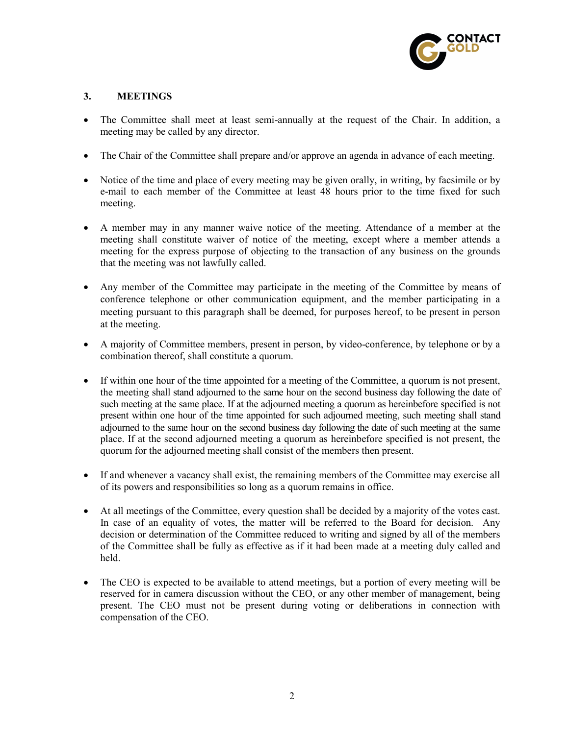## 3. MEETINGS

- The Committee shall meet at least semi-annually at the request of the Chair. In addition, a meeting may be called by any director.

- The Chair of the Committee shall prepare and/or approve an agenda in advance of each meeting.

- Notice of the time and place of every meeting may be given orally, in writing, by facsimile or by e-mail to each member of the Committee at least 48 hours prior to the time fixed for such meeting.

- A member may in any manner waive notice of the meeting. Attendance of a member at the meeting shall constitute waiver of notice of the meeting, except where a member attends a meeting for the express purpose of objecting to the transaction of any business on the grounds that the meeting was not lawfully called.

- Any member of the Committee may participate in the meeting of the Committee by means of conference telephone or other communication equipment, and the member participating in a meeting pursuant to this paragraph shall be deemed, for purposes hereof, to be present in person at the meeting.

- A majority of Committee members, present in person, by video-conference, by telephone or by a combination thereof, shall constitute a quorum.

- If within one hour of the time appointed for a meeting of the Committee, a quorum is not present, the meeting shall stand adjourned to the same hour on the second business day following the date of such meeting at the same place. If at the adjourned meeting a quorum as hereinbefore specified is not present within one hour of the time appointed for such adjourned meeting, such meeting shall stand adjourned to the same hour on the second business day following the date of such meeting at the same place. If at the second adjourned meeting a quorum as hereinbefore specified is not present, the quorum for the adjourned meeting shall consist of the members then present.

- If and whenever a vacancy shall exist, the remaining members of the Committee may exercise all of its powers and responsibilities so long as a quorum remains in office.

- At all meetings of the Committee, every question shall be decided by a majority of the votes cast. In case of an equality of votes, the matter will be referred to the Board for decision. Any decision or determination of the Committee reduced to writing and signed by all of the members of the Committee shall be fully as effective as if it had been made at a meeting duly called and held.

- The CEO is expected to be available to attend meetings, but a portion of every meeting will be reserved for in camera discussion without the CEO, or any other member of management, being present. The CEO must not be present during voting or deliberations in connection with compensation of the CEO.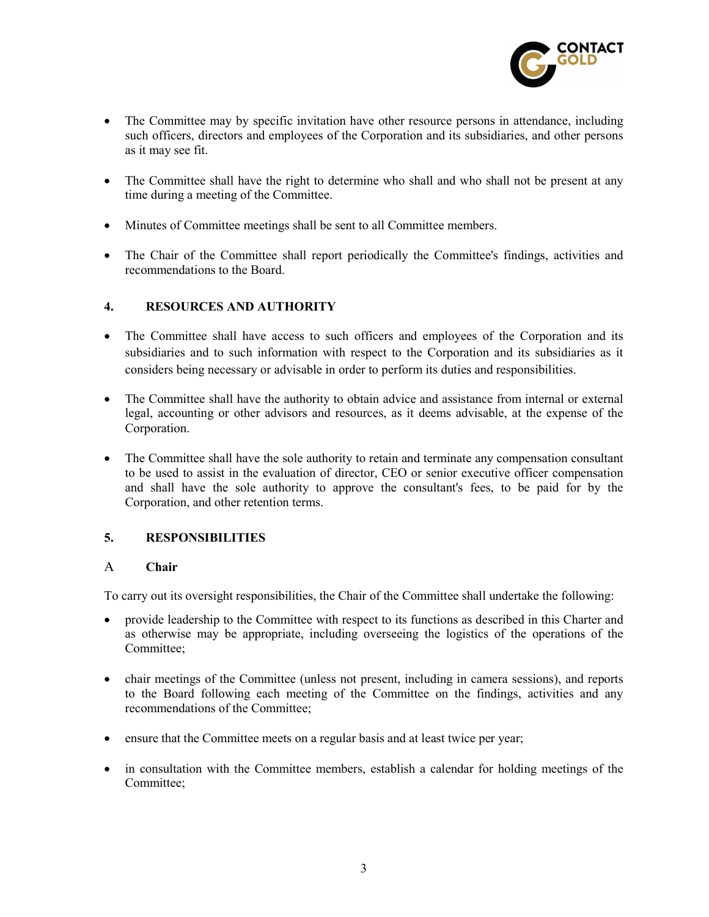- The Committee may by specific invitation have other resource persons in attendance, including such officers, directors and employees of the Corporation and its subsidiaries, and other persons as it may see fit.

- The Committee shall have the right to determine who shall and who shall not be present at any time during a meeting of the Committee.

- Minutes of Committee meetings shall be sent to all Committee members.

- The Chair of the Committee shall report periodically the Committee's findings, activities and recommendations to the Board.

## 4. RESOURCES AND AUTHORITY

- The Committee shall have access to such officers and employees of the Corporation and its subsidiaries and to such information with respect to the Corporation and its subsidiaries as it considers being necessary or advisable in order to perform its duties and responsibilities.

- The Committee shall have the authority to obtain advice and assistance from internal or external legal, accounting or other advisors and resources, as it deems advisable, at the expense of the Corporation.

- The Committee shall have the sole authority to retain and terminate any compensation consultant to be used to assist in the evaluation of director, CEO or senior executive officer compensation and shall have the sole authority to approve the consultant's fees, to be paid for by the Corporation, and other retention terms.

## 5. RESPONSIBILITIES

### A Chair

To carry out its oversight responsibilities, the Chair of the Committee shall undertake the following:

- provide leadership to the Committee with respect to its functions as described in this Charter and as otherwise may be appropriate, including overseeing the logistics of the operations of the Committee;

- chair meetings of the Committee (unless not present, including in camera sessions), and reports to the Board following each meeting of the Committee on the findings, activities and any recommendations of the Committee;

- ensure that the Committee meets on a regular basis and at least twice per year;

- in consultation with the Committee members, establish a calendar for holding meetings of the Committee;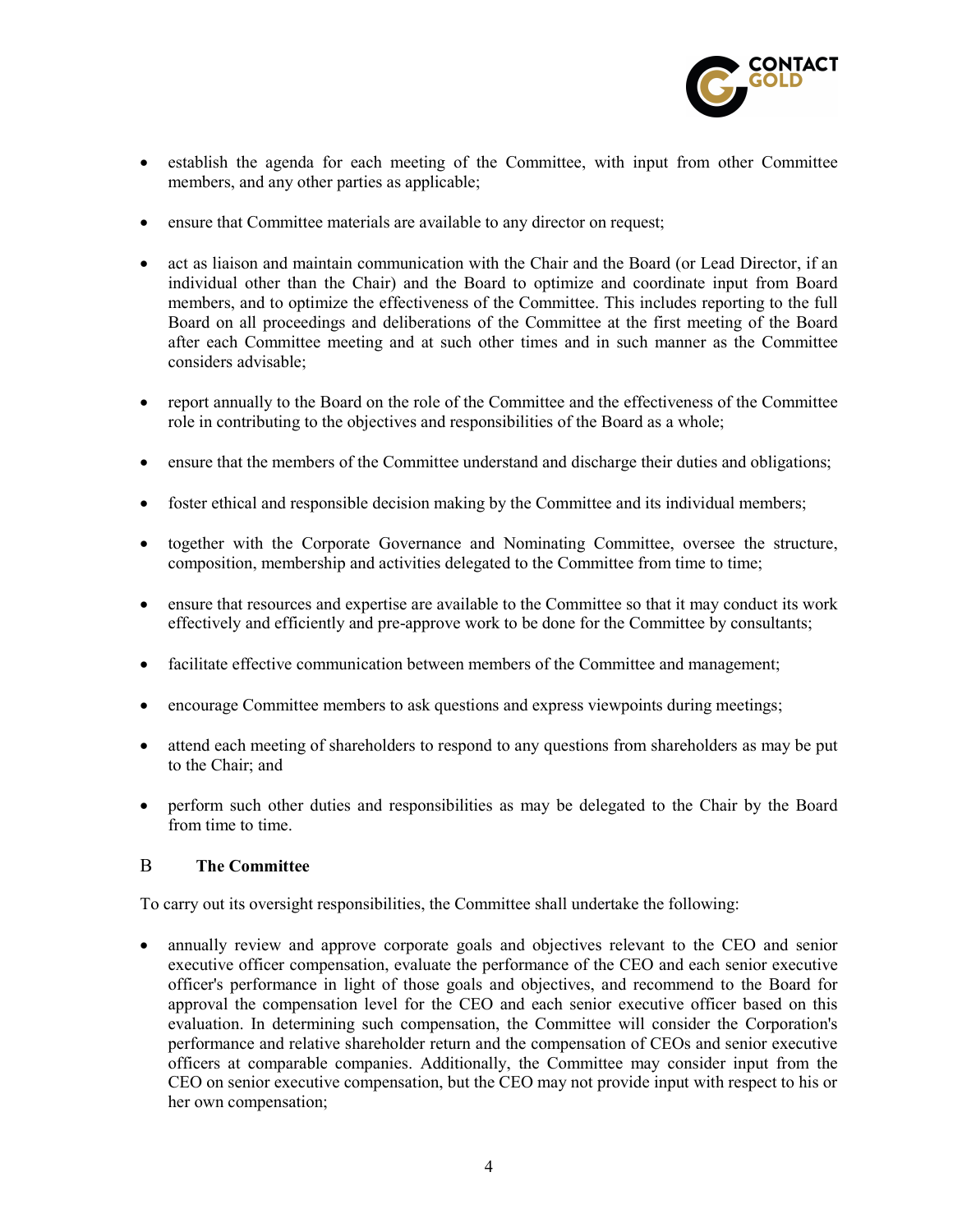- establish the agenda for each meeting of the Committee, with input from other Committee members, and any other parties as applicable;
- ensure that Committee materials are available to any director on request;
- act as liaison and maintain communication with the Chair and the Board (or Lead Director, if an individual other than the Chair) and the Board to optimize and coordinate input from Board members, and to optimize the effectiveness of the Committee. This includes reporting to the full Board on all proceedings and deliberations of the Committee at the first meeting of the Board after each Committee meeting and at such other times and in such manner as the Committee considers advisable;
- report annually to the Board on the role of the Committee and the effectiveness of the Committee role in contributing to the objectives and responsibilities of the Board as a whole;
- ensure that the members of the Committee understand and discharge their duties and obligations;
- foster ethical and responsible decision making by the Committee and its individual members;
- together with the Corporate Governance and Nominating Committee, oversee the structure, composition, membership and activities delegated to the Committee from time to time;
- ensure that resources and expertise are available to the Committee so that it may conduct its work effectively and efficiently and pre-approve work to be done for the Committee by consultants;
- facilitate effective communication between members of the Committee and management;
- encourage Committee members to ask questions and express viewpoints during meetings;
- attend each meeting of shareholders to respond to any questions from shareholders as may be put to the Chair; and
- perform such other duties and responsibilities as may be delegated to the Chair by the Board from time to time.

## B **The Committee**

To carry out its oversight responsibilities, the Committee shall undertake the following:

- annually review and approve corporate goals and objectives relevant to the CEO and senior executive officer compensation, evaluate the performance of the CEO and each senior executive officer's performance in light of those goals and objectives, and recommend to the Board for approval the compensation level for the CEO and each senior executive officer based on this evaluation. In determining such compensation, the Committee will consider the Corporation's performance and relative shareholder return and the compensation of CEOs and senior executive officers at comparable companies. Additionally, the Committee may consider input from the CEO on senior executive compensation, but the CEO may not provide input with respect to his or her own compensation;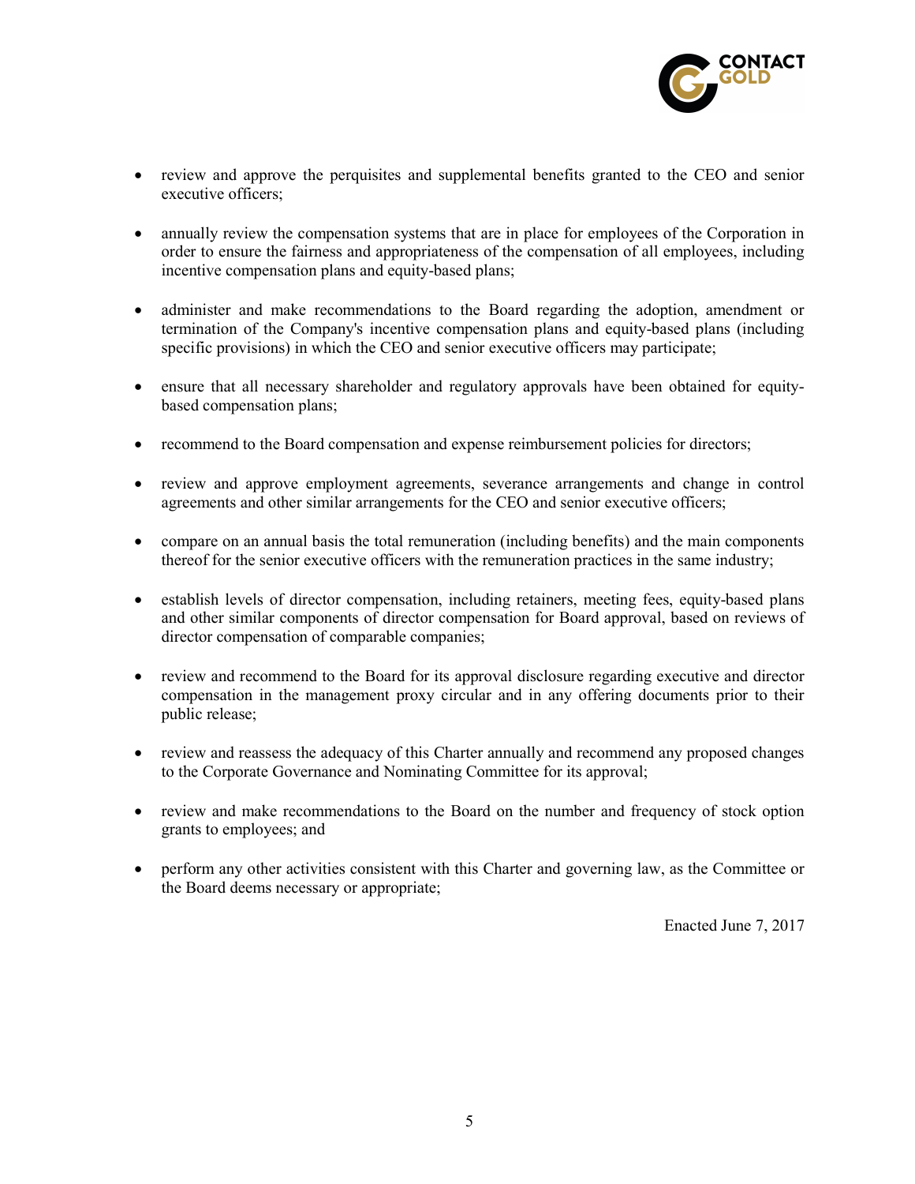- review and approve the perquisites and supplemental benefits granted to the CEO and senior executive officers;

- annually review the compensation systems that are in place for employees of the Corporation in order to ensure the fairness and appropriateness of the compensation of all employees, including incentive compensation plans and equity-based plans;

- administer and make recommendations to the Board regarding the adoption, amendment or termination of the Company's incentive compensation plans and equity-based plans (including specific provisions) in which the CEO and senior executive officers may participate;

- ensure that all necessary shareholder and regulatory approvals have been obtained for equity-based compensation plans;

- recommend to the Board compensation and expense reimbursement policies for directors;

- review and approve employment agreements, severance arrangements and change in control agreements and other similar arrangements for the CEO and senior executive officers;

- compare on an annual basis the total remuneration (including benefits) and the main components thereof for the senior executive officers with the remuneration practices in the same industry;

- establish levels of director compensation, including retainers, meeting fees, equity-based plans and other similar components of director compensation for Board approval, based on reviews of director compensation of comparable companies;

- review and recommend to the Board for its approval disclosure regarding executive and director compensation in the management proxy circular and in any offering documents prior to their public release;

- review and reassess the adequacy of this Charter annually and recommend any proposed changes to the Corporate Governance and Nominating Committee for its approval;

- review and make recommendations to the Board on the number and frequency of stock option grants to employees; and

- perform any other activities consistent with this Charter and governing law, as the Committee or the Board deems necessary or appropriate;

Enacted June 7, 2017